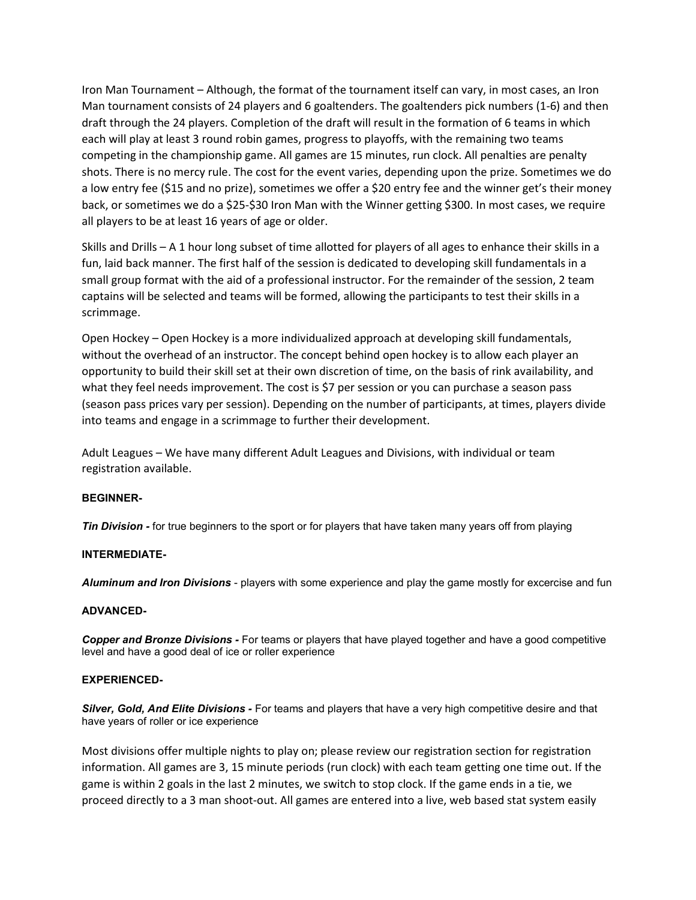Iron Man Tournament – Although, the format of the tournament itself can vary, in most cases, an Iron Man tournament consists of 24 players and 6 goaltenders. The goaltenders pick numbers (1-6) and then draft through the 24 players. Completion of the draft will result in the formation of 6 teams in which each will play at least 3 round robin games, progress to playoffs, with the remaining two teams competing in the championship game. All games are 15 minutes, run clock. All penalties are penalty shots. There is no mercy rule. The cost for the event varies, depending upon the prize. Sometimes we do a low entry fee ($15 and no prize), sometimes we offer a $20 entry fee and the winner get's their money back, or sometimes we do a $25-$30 Iron Man with the Winner getting $300. In most cases, we require all players to be at least 16 years of age or older.

Skills and Drills – A 1 hour long subset of time allotted for players of all ages to enhance their skills in a fun, laid back manner. The first half of the session is dedicated to developing skill fundamentals in a small group format with the aid of a professional instructor. For the remainder of the session, 2 team captains will be selected and teams will be formed, allowing the participants to test their skills in a scrimmage.

Open Hockey – Open Hockey is a more individualized approach at developing skill fundamentals, without the overhead of an instructor. The concept behind open hockey is to allow each player an opportunity to build their skill set at their own discretion of time, on the basis of rink availability, and what they feel needs improvement. The cost is $7 per session or you can purchase a season pass (season pass prices vary per session). Depending on the number of participants, at times, players divide into teams and engage in a scrimmage to further their development.

Adult Leagues – We have many different Adult Leagues and Divisions, with individual or team registration available.

**BEGINNER-**

***Tin Division -*** for true beginners to the sport or for players that have taken many years off from playing

**INTERMEDIATE-**

***Aluminum and Iron Divisions*** - players with some experience and play the game mostly for excercise and fun

**ADVANCED-**

***Copper and Bronze Divisions -*** For teams or players that have played together and have a good competitive level and have a good deal of ice or roller experience

**EXPERIENCED-**

***Silver, Gold, And Elite Divisions -*** For teams and players that have a very high competitive desire and that have years of roller or ice experience

Most divisions offer multiple nights to play on; please review our registration section for registration information. All games are 3, 15 minute periods (run clock) with each team getting one time out. If the game is within 2 goals in the last 2 minutes, we switch to stop clock. If the game ends in a tie, we proceed directly to a 3 man shoot-out. All games are entered into a live, web based stat system easily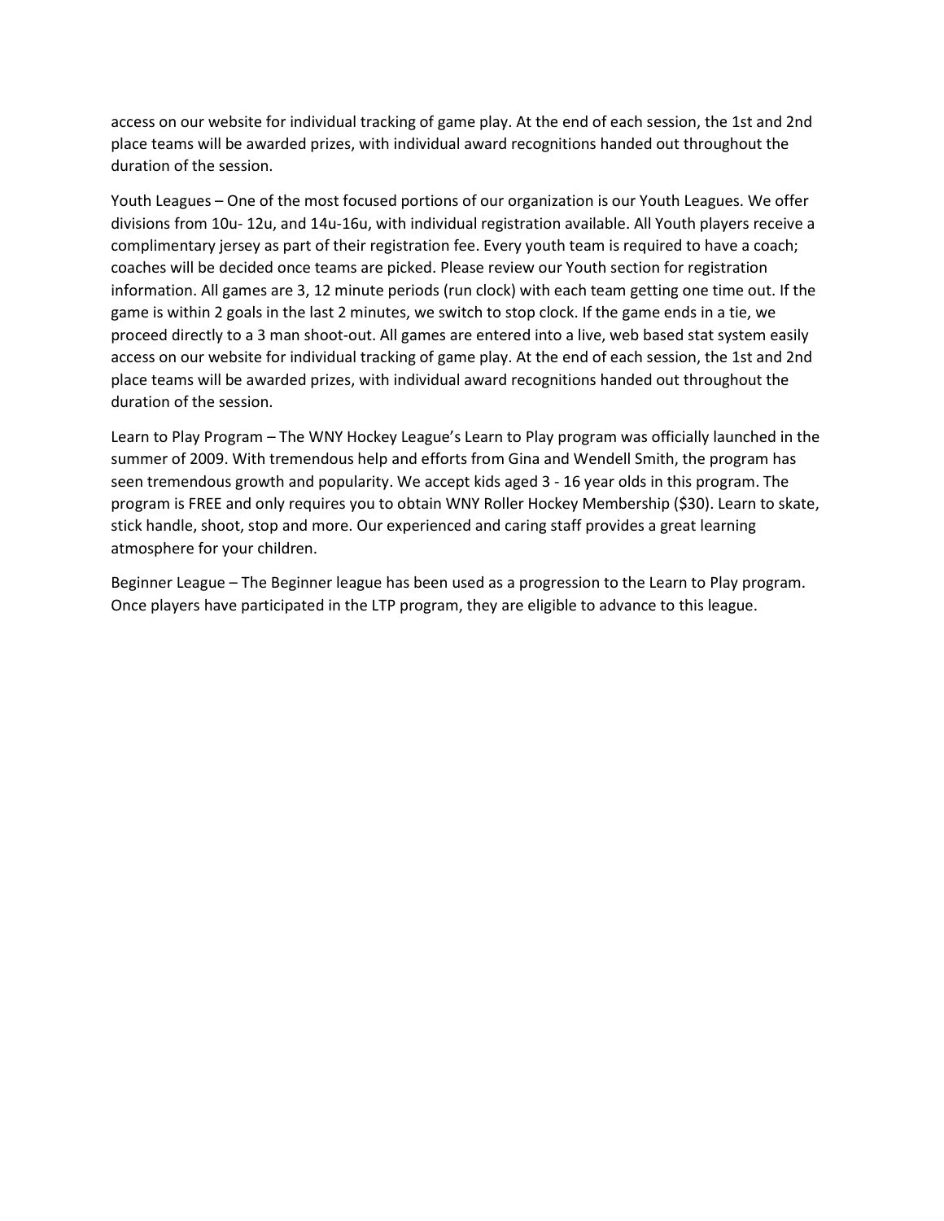access on our website for individual tracking of game play. At the end of each session, the 1st and 2nd place teams will be awarded prizes, with individual award recognitions handed out throughout the duration of the session.

Youth Leagues – One of the most focused portions of our organization is our Youth Leagues. We offer divisions from 10u- 12u, and 14u-16u, with individual registration available. All Youth players receive a complimentary jersey as part of their registration fee. Every youth team is required to have a coach; coaches will be decided once teams are picked. Please review our Youth section for registration information. All games are 3, 12 minute periods (run clock) with each team getting one time out. If the game is within 2 goals in the last 2 minutes, we switch to stop clock. If the game ends in a tie, we proceed directly to a 3 man shoot-out. All games are entered into a live, web based stat system easily access on our website for individual tracking of game play. At the end of each session, the 1st and 2nd place teams will be awarded prizes, with individual award recognitions handed out throughout the duration of the session.

Learn to Play Program – The WNY Hockey League's Learn to Play program was officially launched in the summer of 2009. With tremendous help and efforts from Gina and Wendell Smith, the program has seen tremendous growth and popularity. We accept kids aged 3 - 16 year olds in this program. The program is FREE and only requires you to obtain WNY Roller Hockey Membership ($30). Learn to skate, stick handle, shoot, stop and more. Our experienced and caring staff provides a great learning atmosphere for your children.

Beginner League – The Beginner league has been used as a progression to the Learn to Play program. Once players have participated in the LTP program, they are eligible to advance to this league.